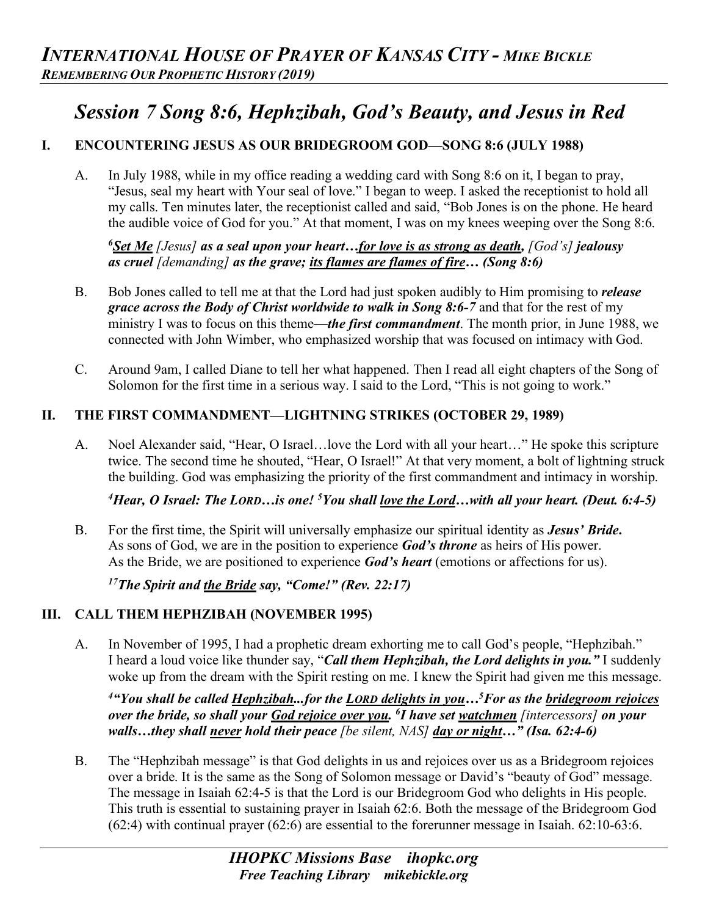# *Session 7 Song 8:6, Hephzibah, God's Beauty, and Jesus in Red*

## I. ENCOUNTERING JESUS AS OUR BRIDEGROOM GOD—SONG 8:6 (JULY 1988)

A. In July 1988, while in my office reading a wedding card with Song 8:6 on it, I began to pray, "Jesus, seal my heart with Your seal of love." I began to weep. I asked the receptionist to hold all my calls. Ten minutes later, the receptionist called and said, "Bob Jones is on the phone. He heard the audible voice of God for you." At that moment, I was on my knees weeping over the Song 8:6.

***[6]Set Me** [Jesus] **as a seal upon your heart…for love is as strong as death,** [God's] **jealousy as cruel** [demanding] **as the grave; its flames are flames of fire… (Song 8:6)***

B. Bob Jones called to tell me at that the Lord had just spoken audibly to Him promising to ***release grace across the Body of Christ worldwide to walk in Song 8:6-7*** and that for the rest of my ministry I was to focus on this theme—***the first commandment***. The month prior, in June 1988, we connected with John Wimber, who emphasized worship that was focused on intimacy with God.

C. Around 9am, I called Diane to tell her what happened. Then I read all eight chapters of the Song of Solomon for the first time in a serious way. I said to the Lord, "This is not going to work."

## II. THE FIRST COMMANDMENT—LIGHTNING STRIKES (OCTOBER 29, 1989)

A. Noel Alexander said, "Hear, O Israel…love the Lord with all your heart…" He spoke this scripture twice. The second time he shouted, "Hear, O Israel!" At that very moment, a bolt of lightning struck the building. God was emphasizing the priority of the first commandment and intimacy in worship.

***[4]Hear, O Israel: The LORD…is one! [5]You shall love the Lord…with all your heart. (Deut. 6:4-5)***

B. For the first time, the Spirit will universally emphasize our spiritual identity as ***Jesus' Bride.***
As sons of God, we are in the position to experience ***God's throne*** as heirs of His power.
As the Bride, we are positioned to experience ***God's heart*** (emotions or affections for us).

***[17]The Spirit and the Bride say, "Come!" (Rev. 22:17)***

## III. CALL THEM HEPHZIBAH (NOVEMBER 1995)

A. In November of 1995, I had a prophetic dream exhorting me to call God's people, "Hephzibah." I heard a loud voice like thunder say, "***Call them Hephzibah, the Lord delights in you."*** I suddenly woke up from the dream with the Spirit resting on me. I knew the Spirit had given me this message.

***[4]"You shall be called Hephzibah...for the LORD delights in you…[5]For as the bridegroom rejoices over the bride, so shall your God rejoice over you. [6]I have set watchmen** [intercessors] **on your walls…they shall never hold their peace** [be silent, NAS] **day or night…" (Isa. 62:4-6)***

B. The "Hephzibah message" is that God delights in us and rejoices over us as a Bridegroom rejoices over a bride. It is the same as the Song of Solomon message or David's "beauty of God" message. The message in Isaiah 62:4-5 is that the Lord is our Bridegroom God who delights in His people. This truth is essential to sustaining prayer in Isaiah 62:6. Both the message of the Bridegroom God (62:4) with continual prayer (62:6) are essential to the forerunner message in Isaiah. 62:10-63:6.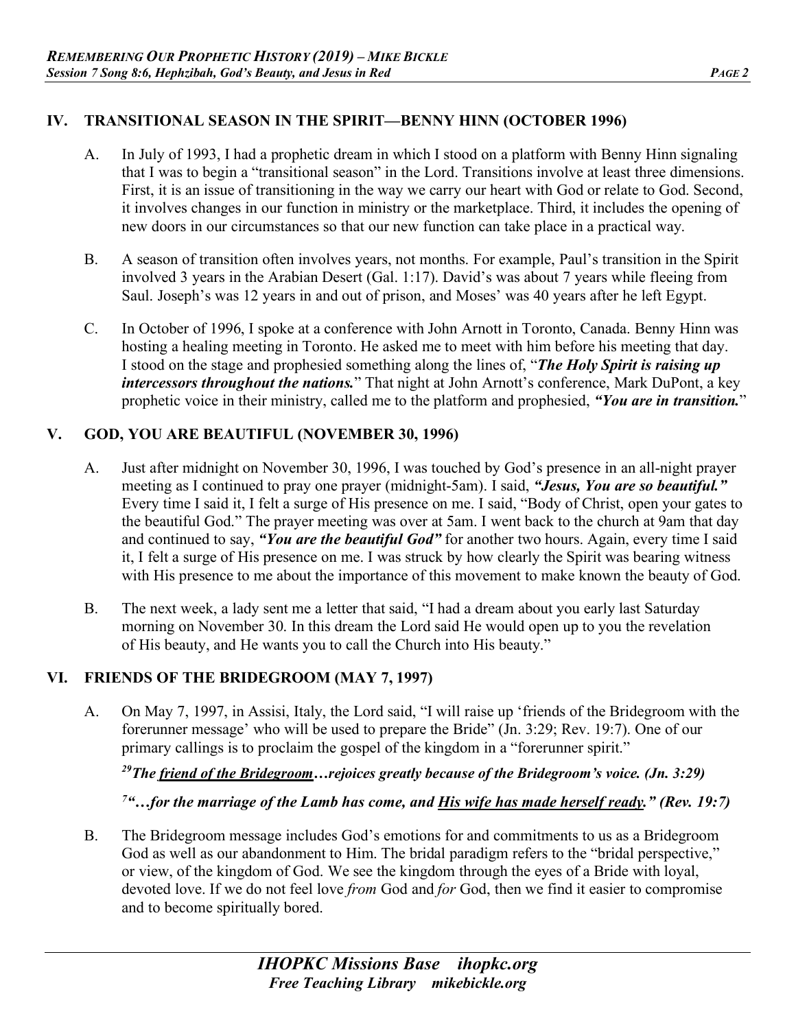## IV. TRANSITIONAL SEASON IN THE SPIRIT—BENNY HINN (OCTOBER 1996)

A. In July of 1993, I had a prophetic dream in which I stood on a platform with Benny Hinn signaling that I was to begin a "transitional season" in the Lord. Transitions involve at least three dimensions. First, it is an issue of transitioning in the way we carry our heart with God or relate to God. Second, it involves changes in our function in ministry or the marketplace. Third, it includes the opening of new doors in our circumstances so that our new function can take place in a practical way.

B. A season of transition often involves years, not months. For example, Paul's transition in the Spirit involved 3 years in the Arabian Desert (Gal. 1:17). David's was about 7 years while fleeing from Saul. Joseph's was 12 years in and out of prison, and Moses' was 40 years after he left Egypt.

C. In October of 1996, I spoke at a conference with John Arnott in Toronto, Canada. Benny Hinn was hosting a healing meeting in Toronto. He asked me to meet with him before his meeting that day. I stood on the stage and prophesied something along the lines of, "***The Holy Spirit is raising up intercessors throughout the nations.***" That night at John Arnott's conference, Mark DuPont, a key prophetic voice in their ministry, called me to the platform and prophesied, ***"You are in transition."***

## V. GOD, YOU ARE BEAUTIFUL (NOVEMBER 30, 1996)

A. Just after midnight on November 30, 1996, I was touched by God's presence in an all-night prayer meeting as I continued to pray one prayer (midnight-5am). I said, ***"Jesus, You are so beautiful."*** Every time I said it, I felt a surge of His presence on me. I said, "Body of Christ, open your gates to the beautiful God." The prayer meeting was over at 5am. I went back to the church at 9am that day and continued to say, ***"You are the beautiful God"*** for another two hours. Again, every time I said it, I felt a surge of His presence on me. I was struck by how clearly the Spirit was bearing witness with His presence to me about the importance of this movement to make known the beauty of God.

B. The next week, a lady sent me a letter that said, "I had a dream about you early last Saturday morning on November 30. In this dream the Lord said He would open up to you the revelation of His beauty, and He wants you to call the Church into His beauty."

## VI. FRIENDS OF THE BRIDEGROOM (MAY 7, 1997)

A. On May 7, 1997, in Assisi, Italy, the Lord said, "I will raise up 'friends of the Bridegroom with the forerunner message' who will be used to prepare the Bride" (Jn. 3:29; Rev. 19:7). One of our primary callings is to proclaim the gospel of the kingdom in a "forerunner spirit."

***[29]The <u>friend of the Bridegroom</u>…rejoices greatly because of the Bridegroom's voice. (Jn. 3:29)***

***[7]"…for the marriage of the Lamb has come, and <u>His wife has made herself ready</u>." (Rev. 19:7)***

B. The Bridegroom message includes God's emotions for and commitments to us as a Bridegroom God as well as our abandonment to Him. The bridal paradigm refers to the "bridal perspective," or view, of the kingdom of God. We see the kingdom through the eyes of a Bride with loyal, devoted love. If we do not feel love *from* God and *for* God, then we find it easier to compromise and to become spiritually bored.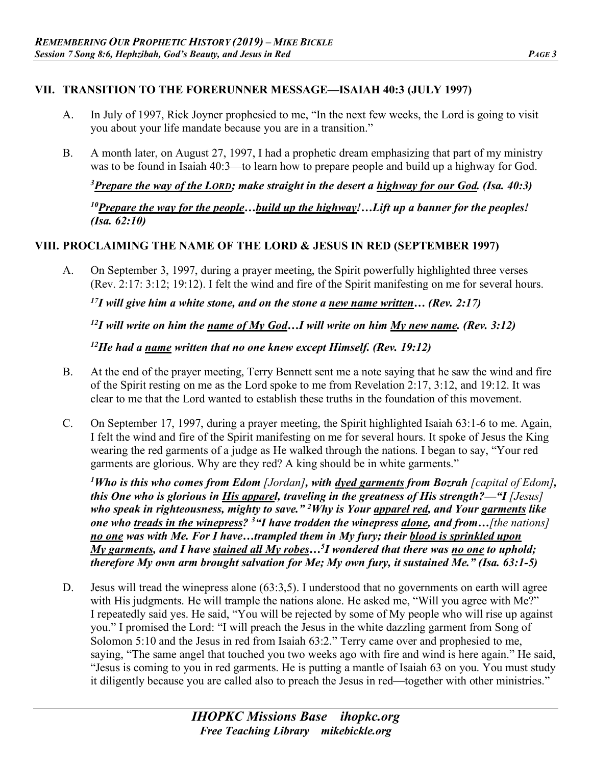## VII. TRANSITION TO THE FORERUNNER MESSAGE—ISAIAH 40:3 (JULY 1997)

A. In July of 1997, Rick Joyner prophesied to me, "In the next few weeks, the Lord is going to visit you about your life mandate because you are in a transition."

B. A month later, on August 27, 1997, I had a prophetic dream emphasizing that part of my ministry was to be found in Isaiah 40:3—to learn how to prepare people and build up a highway for God.

***3<u>Prepare the way of the LORD</u>; make straight in the desert a <u>highway for our God</u>. (Isa. 40:3)***

***10<u>Prepare the way for the people</u>…<u>build up the highway</u>!…Lift up a banner for the peoples! (Isa. 62:10)***

## VIII. PROCLAIMING THE NAME OF THE LORD & JESUS IN RED (SEPTEMBER 1997)

A. On September 3, 1997, during a prayer meeting, the Spirit powerfully highlighted three verses (Rev. 2:17: 3:12; 19:12). I felt the wind and fire of the Spirit manifesting on me for several hours.

***17I will give him a white stone, and on the stone a <u>new name written</u>… (Rev. 2:17)***

***12I will write on him the <u>name of My God</u>…I will write on him <u>My new name</u>. (Rev. 3:12)***

***12He had a <u>name</u> written that no one knew except Himself. (Rev 19:12)***

B. At the end of the prayer meeting, Terry Bennett sent me a note saying that he saw the wind and fire of the Spirit resting on me as the Lord spoke to me from Revelation 2:17, 3:12, and 19:12. It was clear to me that the Lord wanted to establish these truths in the foundation of this movement.

C. On September 17, 1997, during a prayer meeting, the Spirit highlighted Isaiah 63:1-6 to me. Again, I felt the wind and fire of the Spirit manifesting on me for several hours. It spoke of Jesus the King wearing the red garments of a judge as He walked through the nations. I began to say, "Your red garments are glorious. Why are they red? A king should be in white garments."

***1Who is this who comes from Edom** [Jordan]**, with <u>dyed garments</u> from Bozrah** [capital of Edom]**, this One who is glorious in <u>His apparel</u>, traveling in the greatness of His strength?—"I** [Jesus] **who speak in righteousness, mighty to save." 2Why is Your <u>apparel red</u>, and Your <u>garments</u> like one who <u>treads in the winepress</u>? 3"I have trodden the winepress <u>alone</u>, and from…**[the nations] **<u>no one</u> was with Me. For I have…trampled them in My fury; their <u>blood is sprinkled upon My garments</u>, and I have <u>stained all My robes</u>…5I wondered that there was <u>no one</u> to uphold; therefore My own arm brought salvation for Me; My own fury, it sustained Me." (Isa. 63:1-5)***

D. Jesus will tread the winepress alone (63:3,5). I understood that no governments on earth will agree with His judgments. He will trample the nations alone. He asked me, "Will you agree with Me?" I repeatedly said yes. He said, "You will be rejected by some of My people who will rise up against you." I promised the Lord: "I will preach the Jesus in the white dazzling garment from Song of Solomon 5:10 and the Jesus in red from Isaiah 63:2." Terry came over and prophesied to me, saying, "The same angel that touched you two weeks ago with fire and wind is here again." He said, "Jesus is coming to you in red garments. He is putting a mantle of Isaiah 63 on you. You must study it diligently because you are called also to preach the Jesus in red—together with other ministries."